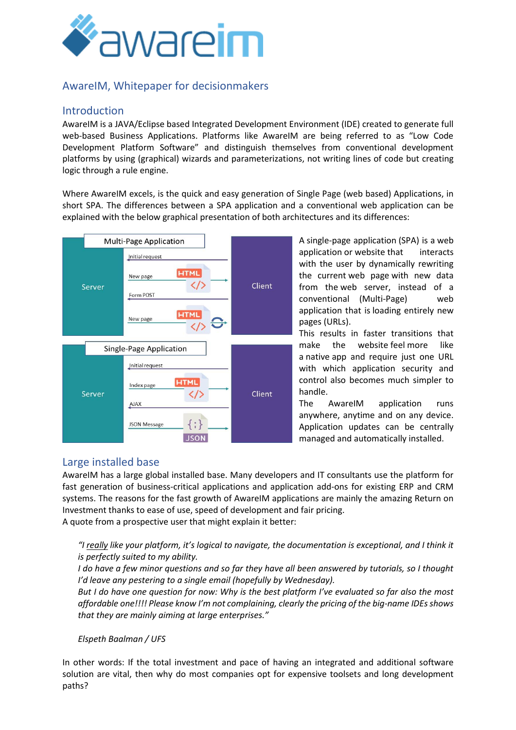# AwareIM, Whitepaper for decisionmakers

## Introduction

AwareIM is a JAVA/Eclipse based Integrated Development Environment (IDE) created to generate full web-based Business Applications. Platforms like AwareIM are being referred to as “Low Code Development Platform Software” and distinguish themselves from conventional development platforms by using (graphical) wizards and parameterizations, not writing lines of code but creating logic through a rule engine.

Where AwareIM excels, is the quick and easy generation of Single Page (web based) Applications, in short SPA. The differences between a SPA application and a conventional web application can be explained with the below graphical presentation of both architectures and its differences:

A single-page application (SPA) is a web application or website that interacts with the user by dynamically rewriting the current web page with new data from the web server, instead of a conventional (Multi-Page) web application that is loading entirely new pages (URLs).

This results in faster transitions that make the website feel more like a native app and require just one URL with which application security and control also becomes much simpler to handle.

The AwareIM application runs anywhere, anytime and on any device. Application updates can be centrally managed and automatically installed.

## Large installed base

AwareIM has a large global installed base. Many developers and IT consultants use the platform for fast generation of business-critical applications and application add-ons for existing ERP and CRM systems. The reasons for the fast growth of AwareIM applications are mainly the amazing Return on Investment thanks to ease of use, speed of development and fair pricing.

A quote from a prospective user that might explain it better:

> *“I really like your platform, it’s logical to navigate, the documentation is exceptional, and I think it is perfectly suited to my ability.*
> *I do have a few minor questions and so far they have all been answered by tutorials, so I thought I’d leave any pestering to a single email (hopefully by Wednesday).*
> *But I do have one question for now: Why is the best platform I’ve evaluated so far also the most affordable one!!!! Please know I’m not complaining, clearly the pricing of the big-name IDEs shows that they are mainly aiming at large enterprises.”*
>
> *Elspeth Baalman / UFS*

In other words: If the total investment and pace of having an integrated and additional software solution are vital, then why do most companies opt for expensive toolsets and long development paths?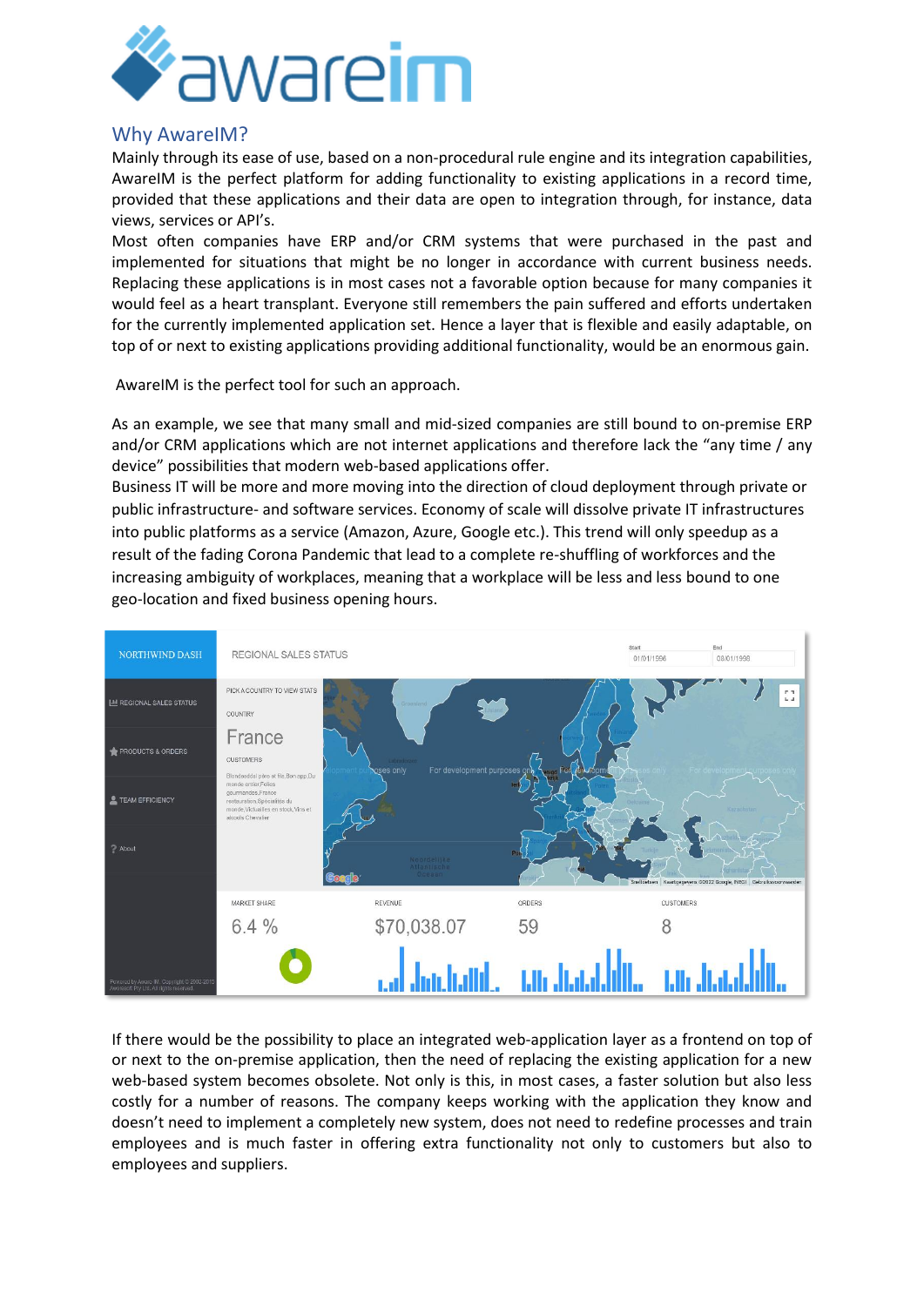## Why AwareIM?

Mainly through its ease of use, based on a non-procedural rule engine and its integration capabilities, AwareIM is the perfect platform for adding functionality to existing applications in a record time, provided that these applications and their data are open to integration through, for instance, data views, services or API's.

Most often companies have ERP and/or CRM systems that were purchased in the past and implemented for situations that might be no longer in accordance with current business needs. Replacing these applications is in most cases not a favorable option because for many companies it would feel as a heart transplant. Everyone still remembers the pain suffered and efforts undertaken for the currently implemented application set. Hence a layer that is flexible and easily adaptable, on top of or next to existing applications providing additional functionality, would be an enormous gain.

AwareIM is the perfect tool for such an approach.

As an example, we see that many small and mid-sized companies are still bound to on-premise ERP and/or CRM applications which are not internet applications and therefore lack the "any time / any device" possibilities that modern web-based applications offer.

Business IT will be more and more moving into the direction of cloud deployment through private or public infrastructure- and software services. Economy of scale will dissolve private IT infrastructures into public platforms as a service (Amazon, Azure, Google etc.). This trend will only speedup as a result of the fading Corona Pandemic that lead to a complete re-shuffling of workforces and the increasing ambiguity of workplaces, meaning that a workplace will be less and less bound to one geo-location and fixed business opening hours.

If there would be the possibility to place an integrated web-application layer as a frontend on top of or next to the on-premise application, then the need of replacing the existing application for a new web-based system becomes obsolete. Not only is this, in most cases, a faster solution but also less costly for a number of reasons. The company keeps working with the application they know and doesn't need to implement a completely new system, does not need to redefine processes and train employees and is much faster in offering extra functionality not only to customers but also to employees and suppliers.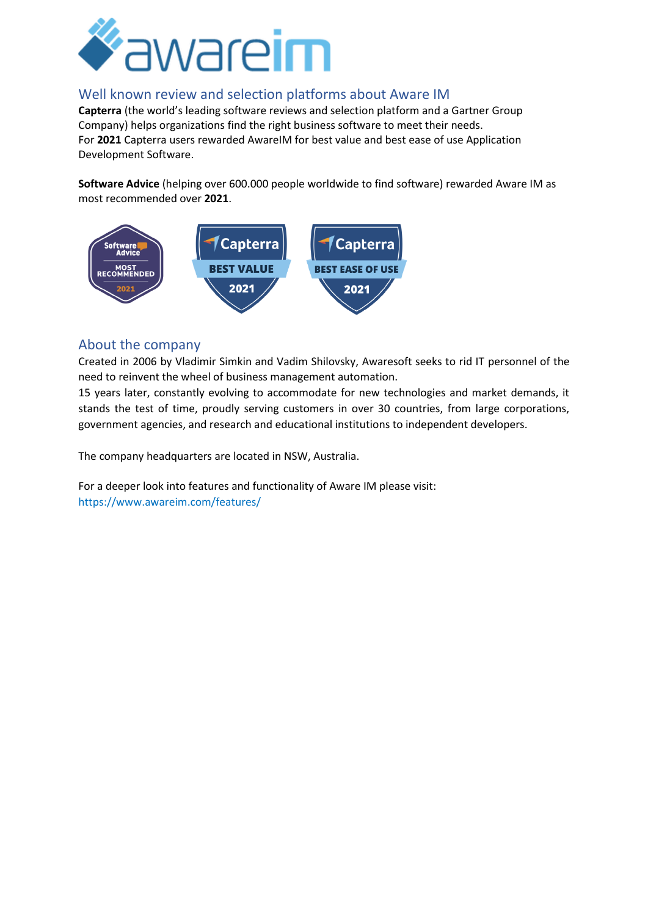## Well known review and selection platforms about Aware IM

**Capterra** (the world's leading software reviews and selection platform and a Gartner Group Company) helps organizations find the right business software to meet their needs.
For **2021** Capterra users rewarded AwareIM for best value and best ease of use Application Development Software.

**Software Advice** (helping over 600.000 people worldwide to find software) rewarded Aware IM as most recommended over **2021**.

## About the company

Created in 2006 by Vladimir Simkin and Vadim Shilovsky, Awaresoft seeks to rid IT personnel of the need to reinvent the wheel of business management automation.
15 years later, constantly evolving to accommodate for new technologies and market demands, it stands the test of time, proudly serving customers in over 30 countries, from large corporations, government agencies, and research and educational institutions to independent developers.

The company headquarters are located in NSW, Australia.

For a deeper look into features and functionality of Aware IM please visit:
https://www.awareim.com/features/